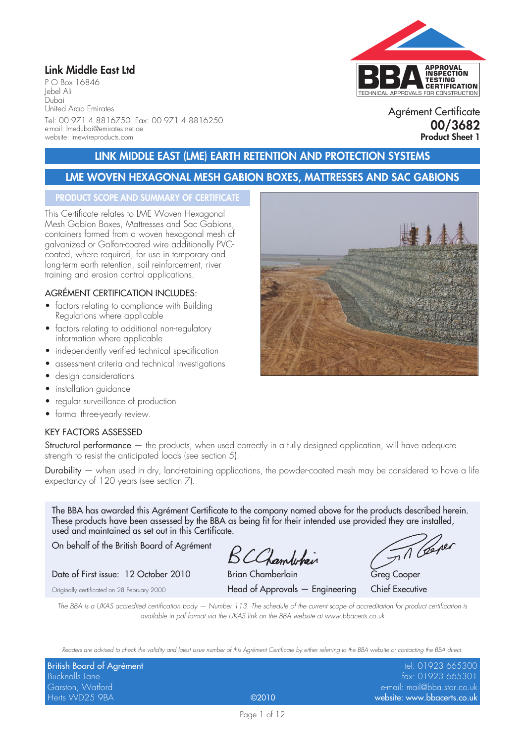## Link Middle East Ltd

P O Box 16846
Jebel Ali
Dubai
United Arab Emirates
Tel: 00 971 4 8816750 Fax: 00 971 4 8816250
e-mail: lmedubai@emirates.net.ae
website: lmewireproducts.com

Agrément Certificate
**00/3682**
**Product Sheet 1**

# LINK MIDDLE EAST (LME) EARTH RETENTION AND PROTECTION SYSTEMS

# LME WOVEN HEXAGONAL MESH GABION BOXES, MATTRESSES AND SAC GABIONS

## PRODUCT SCOPE AND SUMMARY OF CERTIFICATE

This Certificate relates to LME Woven Hexagonal Mesh Gabion Boxes, Mattresses and Sac Gabions, containers formed from a woven hexagonal mesh of galvanized or Galfan-coated wire additionally PVC-coated, where required, for use in temporary and long-term earth retention, soil reinforcement, river training and erosion control applications.

### AGRÉMENT CERTIFICATION INCLUDES:

- factors relating to compliance with Building Regulations where applicable
- factors relating to additional non-regulatory information where applicable
- independently verified technical specification
- assessment criteria and technical investigations
- design considerations
- installation guidance
- regular surveillance of production
- formal three-yearly review.

### KEY FACTORS ASSESSED

Structural performance — the products, when used correctly in a fully designed application, will have adequate strength to resist the anticipated loads (see section 5).

Durability — when used in dry, land-retaining applications, the powder-coated mesh may be considered to have a life expectancy of 120 years (see section 7).

The BBA has awarded this Agrément Certificate to the company named above for the products described herein. These products have been assessed by the BBA as being fit for their intended use provided they are installed, used and maintained as set out in this Certificate.

On behalf of the British Board of Agrément

Date of First issue: 12 October 2010

Originally certificated on 28 February 2000

Brian Chamberlain
Head of Approvals — Engineering

Greg Cooper
Chief Executive

*The BBA is a UKAS accredited certification body — Number 113. The schedule of the current scope of accreditation for product certification is available in pdf format via the UKAS link on the BBA website at www.bbacerts.co.uk*

*Readers are advised to check the validity and latest issue number of this Agrément Certificate by either referring to the BBA website or contacting the BBA direct.*

British Board of Agrément
Bucknalls Lane
Garston, Watford
Herts WD25 9BA

©2010

tel: 01923 665300
fax: 01923 665301
e-mail: mail@bba.star.co.uk
website: www.bbacerts.co.uk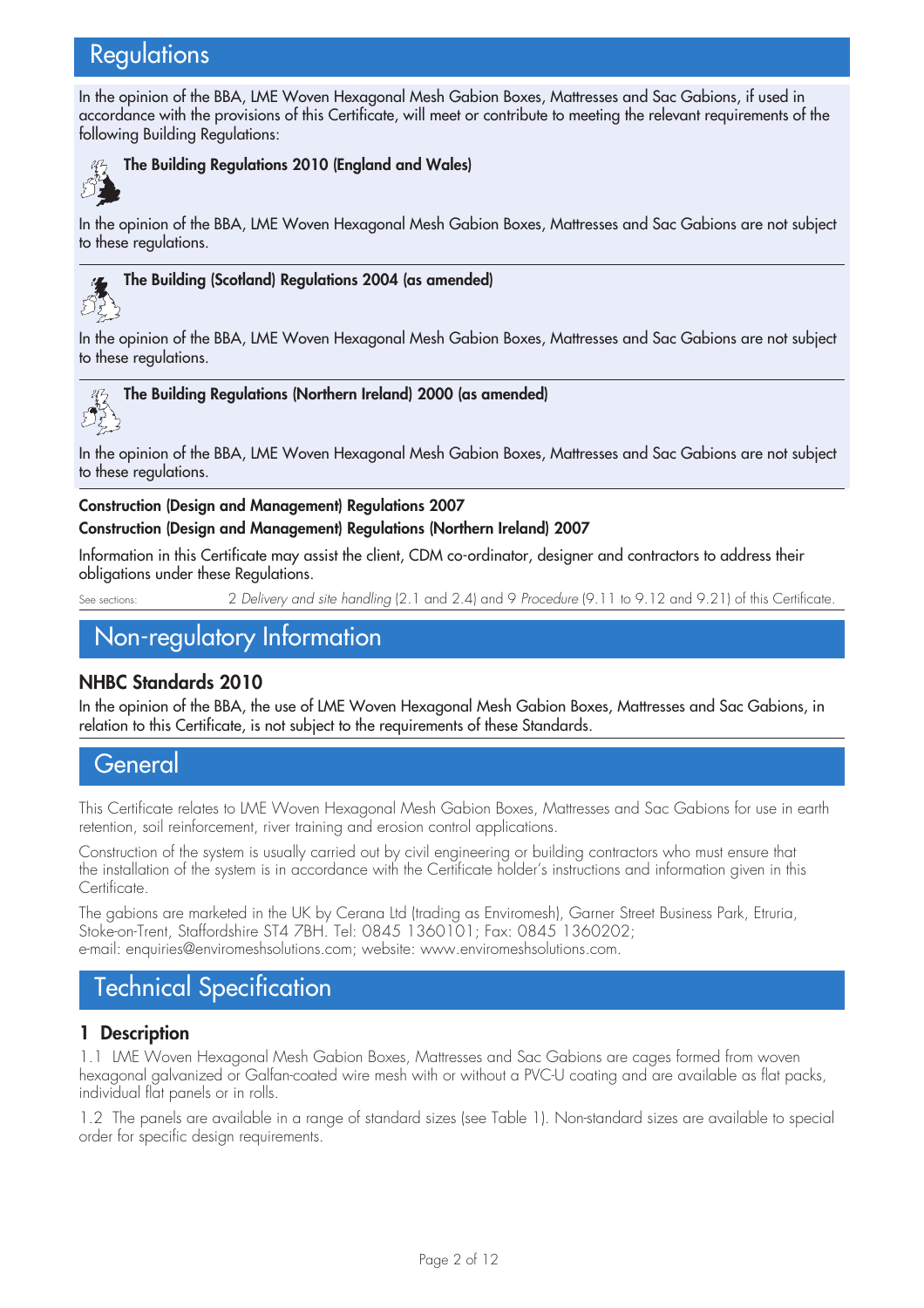# Regulations

In the opinion of the BBA, LME Woven Hexagonal Mesh Gabion Boxes, Mattresses and Sac Gabions, if used in accordance with the provisions of this Certificate, will meet or contribute to meeting the relevant requirements of the following Building Regulations:

**The Building Regulations 2010 (England and Wales)**

In the opinion of the BBA, LME Woven Hexagonal Mesh Gabion Boxes, Mattresses and Sac Gabions are not subject to these regulations.

**The Building (Scotland) Regulations 2004 (as amended)**

In the opinion of the BBA, LME Woven Hexagonal Mesh Gabion Boxes, Mattresses and Sac Gabions are not subject to these regulations.

**The Building Regulations (Northern Ireland) 2000 (as amended)**

In the opinion of the BBA, LME Woven Hexagonal Mesh Gabion Boxes, Mattresses and Sac Gabions are not subject to these regulations.

**Construction (Design and Management) Regulations 2007**
**Construction (Design and Management) Regulations (Northern Ireland) 2007**

Information in this Certificate may assist the client, CDM co-ordinator, designer and contractors to address their obligations under these Regulations.

See sections: 2 *Delivery and site handling* (2.1 and 2.4) and 9 *Procedure* (9.11 to 9.12 and 9.21) of this Certificate.

# Non-regulatory Information

## NHBC Standards 2010

In the opinion of the BBA, the use of LME Woven Hexagonal Mesh Gabion Boxes, Mattresses and Sac Gabions, in relation to this Certificate, is not subject to the requirements of these Standards.

# General

This Certificate relates to LME Woven Hexagonal Mesh Gabion Boxes, Mattresses and Sac Gabions for use in earth retention, soil reinforcement, river training and erosion control applications.

Construction of the system is usually carried out by civil engineering or building contractors who must ensure that the installation of the system is in accordance with the Certificate holder's instructions and information given in this Certificate.

The gabions are marketed in the UK by Cerana Ltd (trading as Enviromesh), Garner Street Business Park, Etruria, Stoke-on-Trent, Staffordshire ST4 7BH. Tel: 0845 1360101; Fax: 0845 1360202;
e-mail: enquiries@enviromeshsolutions.com; website: www.enviromeshsolutions.com.

# Technical Specification

## 1 Description

1.1 LME Woven Hexagonal Mesh Gabion Boxes, Mattresses and Sac Gabions are cages formed from woven hexagonal galvanized or Galfan-coated wire mesh with or without a PVC-U coating and are available as flat packs, individual flat panels or in rolls.

1.2 The panels are available in a range of standard sizes (see Table 1). Non-standard sizes are available to special order for specific design requirements.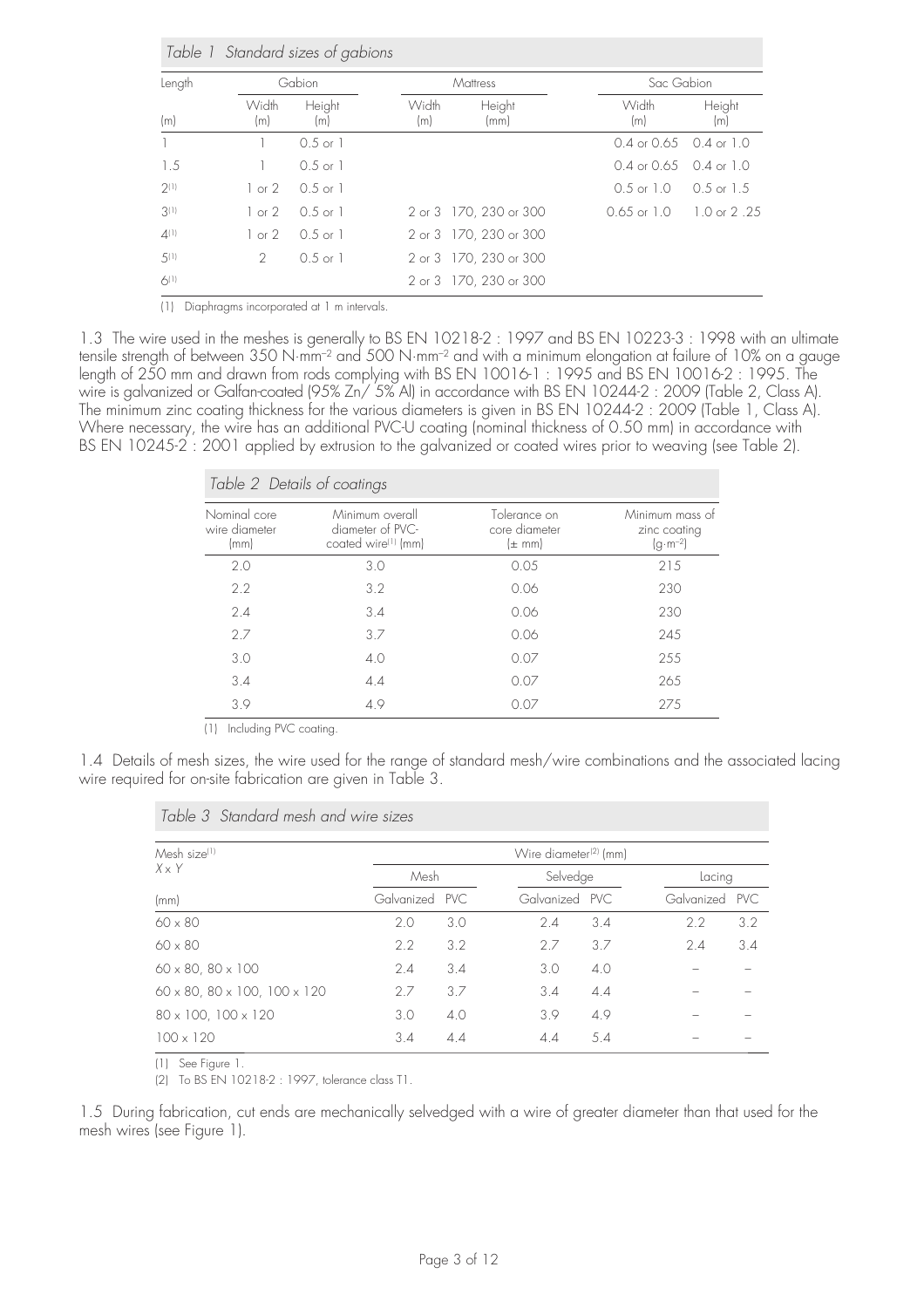*Table 1 Standard sizes of gabions*

| Length | Gabion | | Mattress | | Sac Gabion | |
|---|---|---|---|---|---|---|
| (m) | Width (m) | Height (m) | Width (m) | Height (mm) | Width (m) | Height (m) |
| 1 | 1 | 0.5 or 1 | | | 0.4 or 0.65 | 0.4 or 1.0 |
| 1.5 | 1 | 0.5 or 1 | | | 0.4 or 0.65 | 0.4 or 1.0 |
| 2[1] | 1 or 2 | 0.5 or 1 | | | 0.5 or 1.0 | 0.5 or 1.5 |
| 3[1] | 1 or 2 | 0.5 or 1 | 2 or 3 | 170, 230 or 300 | 0.65 or 1.0 | 1.0 or 2 .25 |
| 4[1] | 1 or 2 | 0.5 or 1 | 2 or 3 | 170, 230 or 300 | | |
| 5[1] | 2 | 0.5 or 1 | 2 or 3 | 170, 230 or 300 | | |
| 6[1] | | | 2 or 3 | 170, 230 or 300 | | |

(1) Diaphragms incorporated at 1 m intervals.

1.3 The wire used in the meshes is generally to BS EN 10218-2 : 1997 and BS EN 10223-3 : 1998 with an ultimate tensile strength of between 350 $N{\cdot}mm^{-2}$ and 500 $N{\cdot}mm^{-2}$ and with a minimum elongation at failure of 10% on a gauge length of 250 mm and drawn from rods complying with BS EN 10016-1 : 1995 and BS EN 10016-2 : 1995. The wire is galvanized or Galfan-coated (95% Zn/ 5% Al) in accordance with BS EN 10244-2 : 2009 (Table 2, Class A). The minimum zinc coating thickness for the various diameters is given in BS EN 10244-2 : 2009 (Table 1, Class A). Where necessary, the wire has an additional PVC-U coating (nominal thickness of 0.50 mm) in accordance with BS EN 10245-2 : 2001 applied by extrusion to the galvanized or coated wires prior to weaving (see Table 2).

*Table 2 Details of coatings*

| Nominal core wire diameter (mm) | Minimum overall diameter of PVC-coated wire[1] (mm) | Tolerance on core diameter (± mm) | Minimum mass of zinc coating ($g{\cdot}m^{-2}$) |
|---|---|---|---|
| 2.0 | 3.0 | 0.05 | 215 |
| 2.2 | 3.2 | 0.06 | 230 |
| 2.4 | 3.4 | 0.06 | 230 |
| 2.7 | 3.7 | 0.06 | 245 |
| 3.0 | 4.0 | 0.07 | 255 |
| 3.4 | 4.4 | 0.07 | 265 |
| 3.9 | 4.9 | 0.07 | 275 |

(1) Including PVC coating.

1.4 Details of mesh sizes, the wire used for the range of standard mesh/wire combinations and the associated lacing wire required for on-site fabrication are given in Table 3.

*Table 3 Standard mesh and wire sizes*

| Mesh size[1] $X \times Y$ | Wire diameter[2] (mm) | | | | | |
|---|---|---|---|---|---|---|
| | Mesh | | Selvedge | | Lacing | |
| (mm) | Galvanized | PVC | Galvanized | PVC | Galvanized | PVC |
| 60 x 80 | 2.0 | 3.0 | 2.4 | 3.4 | 2.2 | 3.2 |
| 60 x 80 | 2.2 | 3.2 | 2.7 | 3.7 | 2.4 | 3.4 |
| 60 x 80, 80 x 100 | 2.4 | 3.4 | 3.0 | 4.0 | – | – |
| 60 x 80, 80 x 100, 100 x 120 | 2.7 | 3.7 | 3.4 | 4.4 | – | – |
| 80 x 100, 100 x 120 | 3.0 | 4.0 | 3.9 | 4.9 | – | – |
| 100 x 120 | 3.4 | 4.4 | 4.4 | 5.4 | – | – |

(1) See Figure 1.

(2) To BS EN 10218-2 : 1997, tolerance class T1.

1.5 During fabrication, cut ends are mechanically selvedged with a wire of greater diameter than that used for the mesh wires (see Figure 1).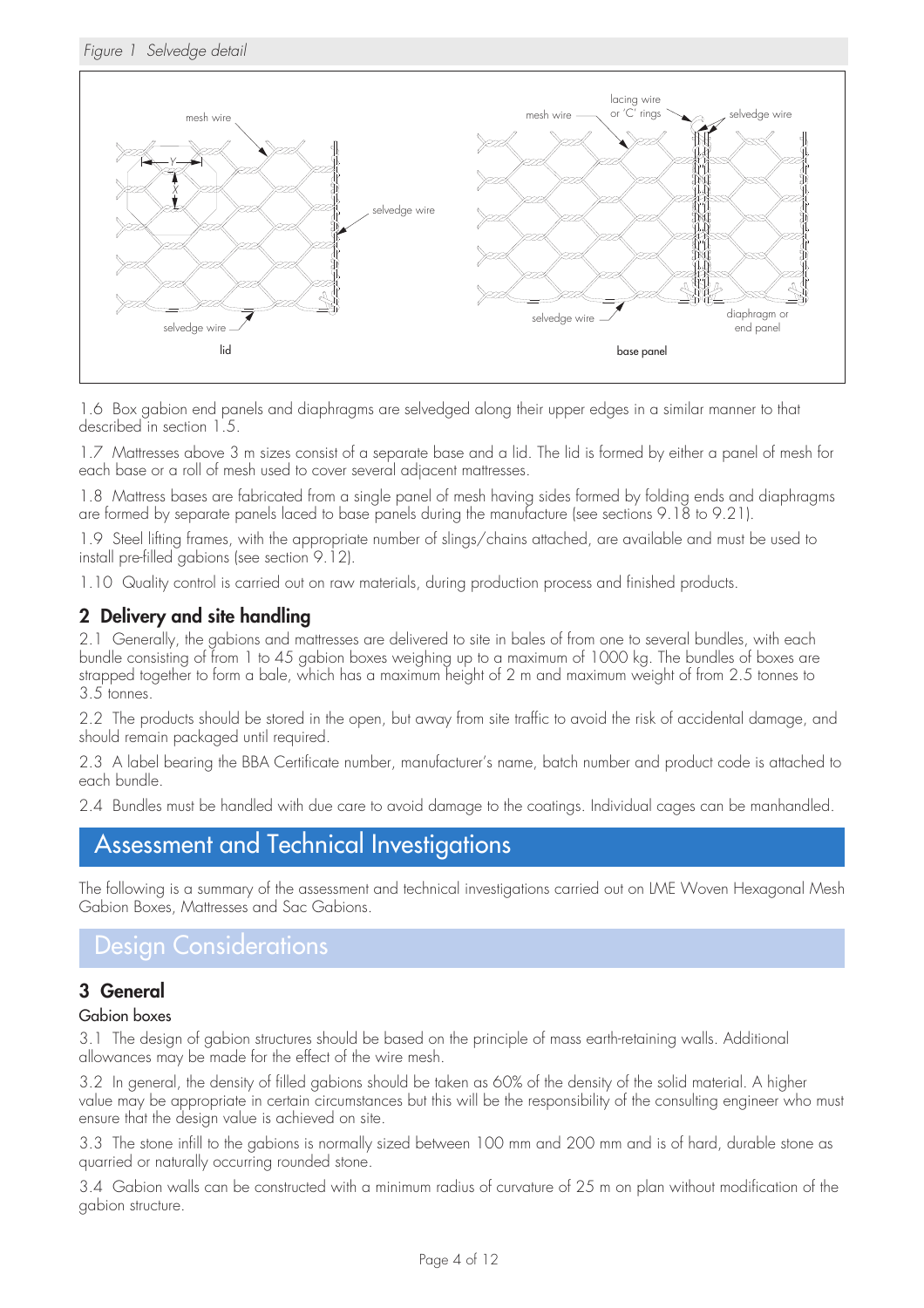*Figure 1 Selvedge detail*

1.6 Box gabion end panels and diaphragms are selvedged along their upper edges in a similar manner to that described in section 1.5.

1.7 Mattresses above 3 m sizes consist of a separate base and a lid. The lid is formed by either a panel of mesh for each base or a roll of mesh used to cover several adjacent mattresses.

1.8 Mattress bases are fabricated from a single panel of mesh having sides formed by folding ends and diaphragms are formed by separate panels laced to base panels during the manufacture (see sections 9.18 to 9.21).

1.9 Steel lifting frames, with the appropriate number of slings/chains attached, are available and must be used to install pre-filled gabions (see section 9.12).

1.10 Quality control is carried out on raw materials, during production process and finished products.

## 2 Delivery and site handling

2.1 Generally, the gabions and mattresses are delivered to site in bales of from one to several bundles, with each bundle consisting of from 1 to 45 gabion boxes weighing up to a maximum of 1000 kg. The bundles of boxes are strapped together to form a bale, which has a maximum height of 2 m and maximum weight of from 2.5 tonnes to 3.5 tonnes.

2.2 The products should be stored in the open, but away from site traffic to avoid the risk of accidental damage, and should remain packaged until required.

2.3 A label bearing the BBA Certificate number, manufacturer's name, batch number and product code is attached to each bundle.

2.4 Bundles must be handled with due care to avoid damage to the coatings. Individual cages can be manhandled.

# Assessment and Technical Investigations

The following is a summary of the assessment and technical investigations carried out on LME Woven Hexagonal Mesh Gabion Boxes, Mattresses and Sac Gabions.

# Design Considerations

## 3 General

### Gabion boxes

3.1 The design of gabion structures should be based on the principle of mass earth-retaining walls. Additional allowances may be made for the effect of the wire mesh.

3.2 In general, the density of filled gabions should be taken as 60% of the density of the solid material. A higher value may be appropriate in certain circumstances but this will be the responsibility of the consulting engineer who must ensure that the design value is achieved on site.

3.3 The stone infill to the gabions is normally sized between 100 mm and 200 mm and is of hard, durable stone as quarried or naturally occurring rounded stone.

3.4 Gabion walls can be constructed with a minimum radius of curvature of 25 m on plan without modification of the gabion structure.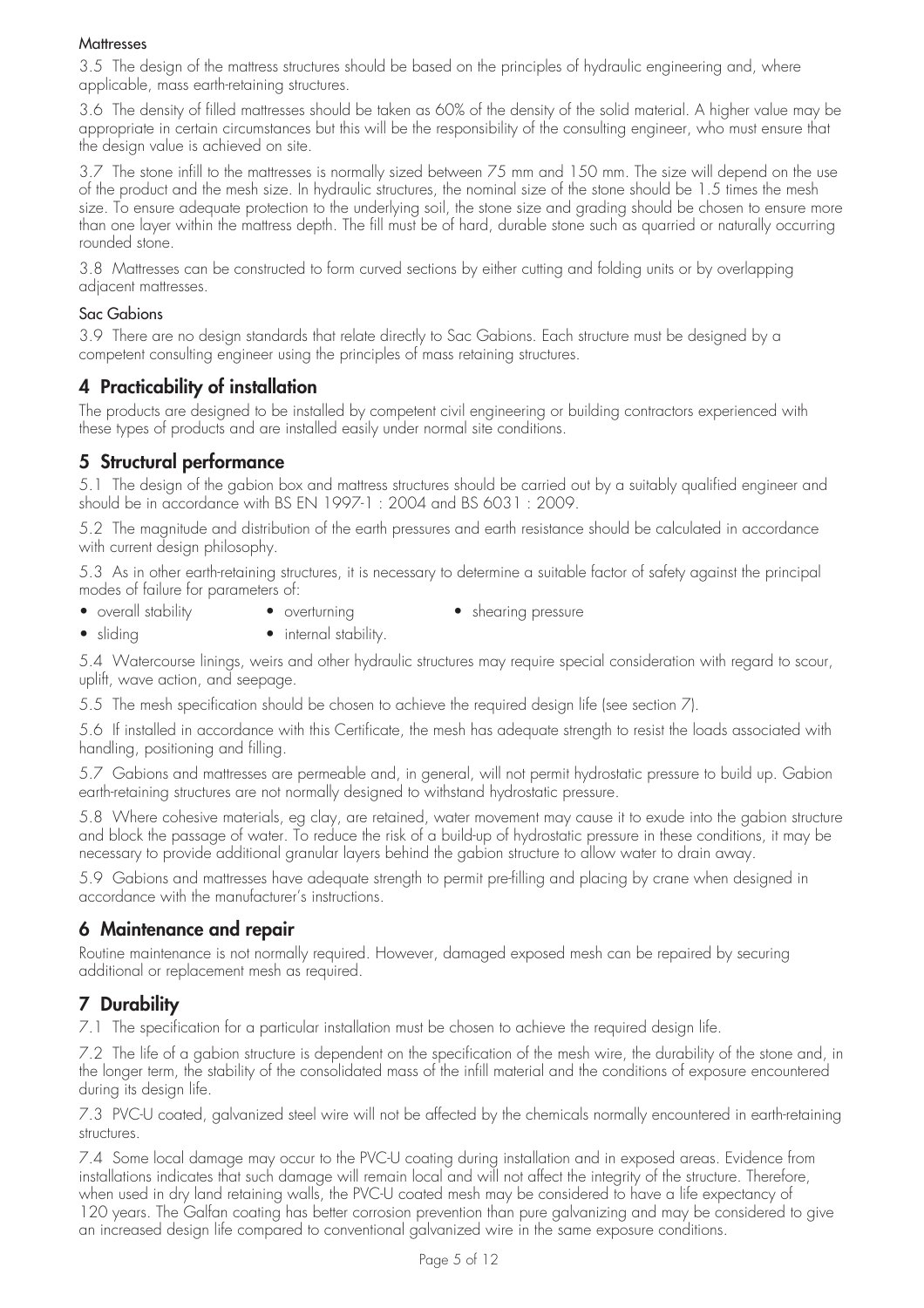### Mattresses

3.5 The design of the mattress structures should be based on the principles of hydraulic engineering and, where applicable, mass earth-retaining structures.

3.6 The density of filled mattresses should be taken as 60% of the density of the solid material. A higher value may be appropriate in certain circumstances but this will be the responsibility of the consulting engineer, who must ensure that the design value is achieved on site.

3.7 The stone infill to the mattresses is normally sized between 75 mm and 150 mm. The size will depend on the use of the product and the mesh size. In hydraulic structures, the nominal size of the stone should be 1.5 times the mesh size. To ensure adequate protection to the underlying soil, the stone size and grading should be chosen to ensure more than one layer within the mattress depth. The fill must be of hard, durable stone such as quarried or naturally occurring rounded stone.

3.8 Mattresses can be constructed to form curved sections by either cutting and folding units or by overlapping adjacent mattresses.

### Sac Gabions

3.9 There are no design standards that relate directly to Sac Gabions. Each structure must be designed by a competent consulting engineer using the principles of mass retaining structures.

## 4 Practicability of installation

The products are designed to be installed by competent civil engineering or building contractors experienced with these types of products and are installed easily under normal site conditions.

## 5 Structural performance

5.1 The design of the gabion box and mattress structures should be carried out by a suitably qualified engineer and should be in accordance with BS EN 1997-1 : 2004 and BS 6031 : 2009.

5.2 The magnitude and distribution of the earth pressures and earth resistance should be calculated in accordance with current design philosophy.

5.3 As in other earth-retaining structures, it is necessary to determine a suitable factor of safety against the principal modes of failure for parameters of:

- overall stability
- overturning
- shearing pressure
- sliding
- internal stability.

5.4 Watercourse linings, weirs and other hydraulic structures may require special consideration with regard to scour, uplift, wave action, and seepage.

5.5 The mesh specification should be chosen to achieve the required design life (see section 7).

5.6 If installed in accordance with this Certificate, the mesh has adequate strength to resist the loads associated with handling, positioning and filling.

5.7 Gabions and mattresses are permeable and, in general, will not permit hydrostatic pressure to build up. Gabion earth-retaining structures are not normally designed to withstand hydrostatic pressure.

5.8 Where cohesive materials, eg clay, are retained, water movement may cause it to exude into the gabion structure and block the passage of water. To reduce the risk of a build-up of hydrostatic pressure in these conditions, it may be necessary to provide additional granular layers behind the gabion structure to allow water to drain away.

5.9 Gabions and mattresses have adequate strength to permit pre-filling and placing by crane when designed in accordance with the manufacturer's instructions.

## 6 Maintenance and repair

Routine maintenance is not normally required. However, damaged exposed mesh can be repaired by securing additional or replacement mesh as required.

## 7 Durability

7.1 The specification for a particular installation must be chosen to achieve the required design life.

7.2 The life of a gabion structure is dependent on the specification of the mesh wire, the durability of the stone and, in the longer term, the stability of the consolidated mass of the infill material and the conditions of exposure encountered during its design life.

7.3 PVC-U coated, galvanized steel wire will not be affected by the chemicals normally encountered in earth-retaining structures.

7.4 Some local damage may occur to the PVC-U coating during installation and in exposed areas. Evidence from installations indicates that such damage will remain local and will not affect the integrity of the structure. Therefore, when used in dry land retaining walls, the PVC-U coated mesh may be considered to have a life expectancy of 120 years. The Galfan coating has better corrosion prevention than pure galvanizing and may be considered to give an increased design life compared to conventional galvanized wire in the same exposure conditions.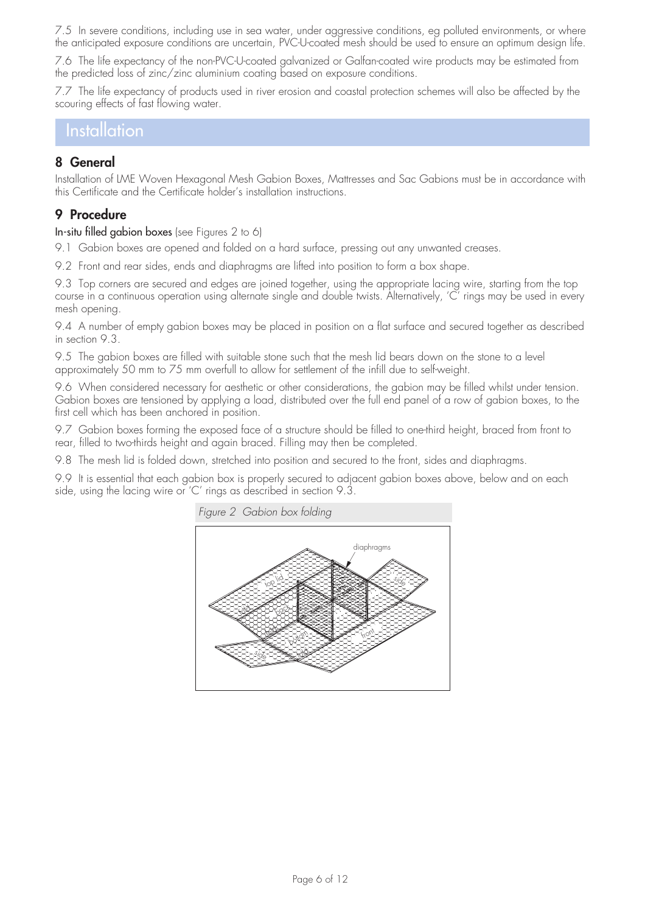7.5 In severe conditions, including use in sea water, under aggressive conditions, eg polluted environments, or where the anticipated exposure conditions are uncertain, PVC-U-coated mesh should be used to ensure an optimum design life.

7.6 The life expectancy of the non-PVC-U-coated galvanized or Galfan-coated wire products may be estimated from the predicted loss of zinc/zinc aluminium coating based on exposure conditions.

7.7 The life expectancy of products used in river erosion and coastal protection schemes will also be affected by the scouring effects of fast flowing water.

# Installation

## 8 General

Installation of LME Woven Hexagonal Mesh Gabion Boxes, Mattresses and Sac Gabions must be in accordance with this Certificate and the Certificate holder's installation instructions.

## 9 Procedure

In-situ filled gabion boxes (see Figures 2 to 6)

9.1 Gabion boxes are opened and folded on a hard surface, pressing out any unwanted creases.

9.2 Front and rear sides, ends and diaphragms are lifted into position to form a box shape.

9.3 Top corners are secured and edges are joined together, using the appropriate lacing wire, starting from the top course in a continuous operation using alternate single and double twists. Alternatively, 'C' rings may be used in every mesh opening.

9.4 A number of empty gabion boxes may be placed in position on a flat surface and secured together as described in section 9.3.

9.5 The gabion boxes are filled with suitable stone such that the mesh lid bears down on the stone to a level approximately 50 mm to 75 mm overfull to allow for settlement of the infill due to self-weight.

9.6 When considered necessary for aesthetic or other considerations, the gabion may be filled whilst under tension. Gabion boxes are tensioned by applying a load, distributed over the full end panel of a row of gabion boxes, to the first cell which has been anchored in position.

9.7 Gabion boxes forming the exposed face of a structure should be filled to one-third height, braced from front to rear, filled to two-thirds height and again braced. Filling may then be completed.

9.8 The mesh lid is folded down, stretched into position and secured to the front, sides and diaphragms.

9.9 It is essential that each gabion box is properly secured to adjacent gabion boxes above, below and on each side, using the lacing wire or 'C' rings as described in section 9.3.

*Figure 2 Gabion box folding*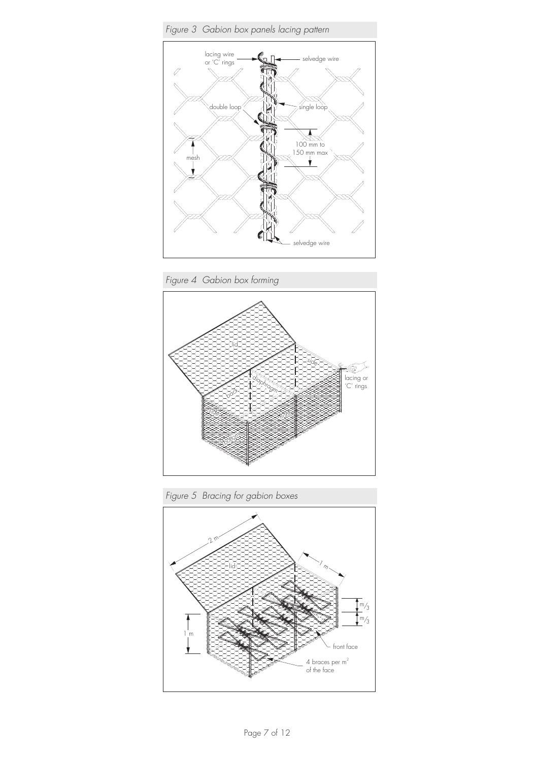*Figure 3 Gabion box panels lacing pattern*

*Figure 4 Gabion box forming*

*Figure 5 Bracing for gabion boxes*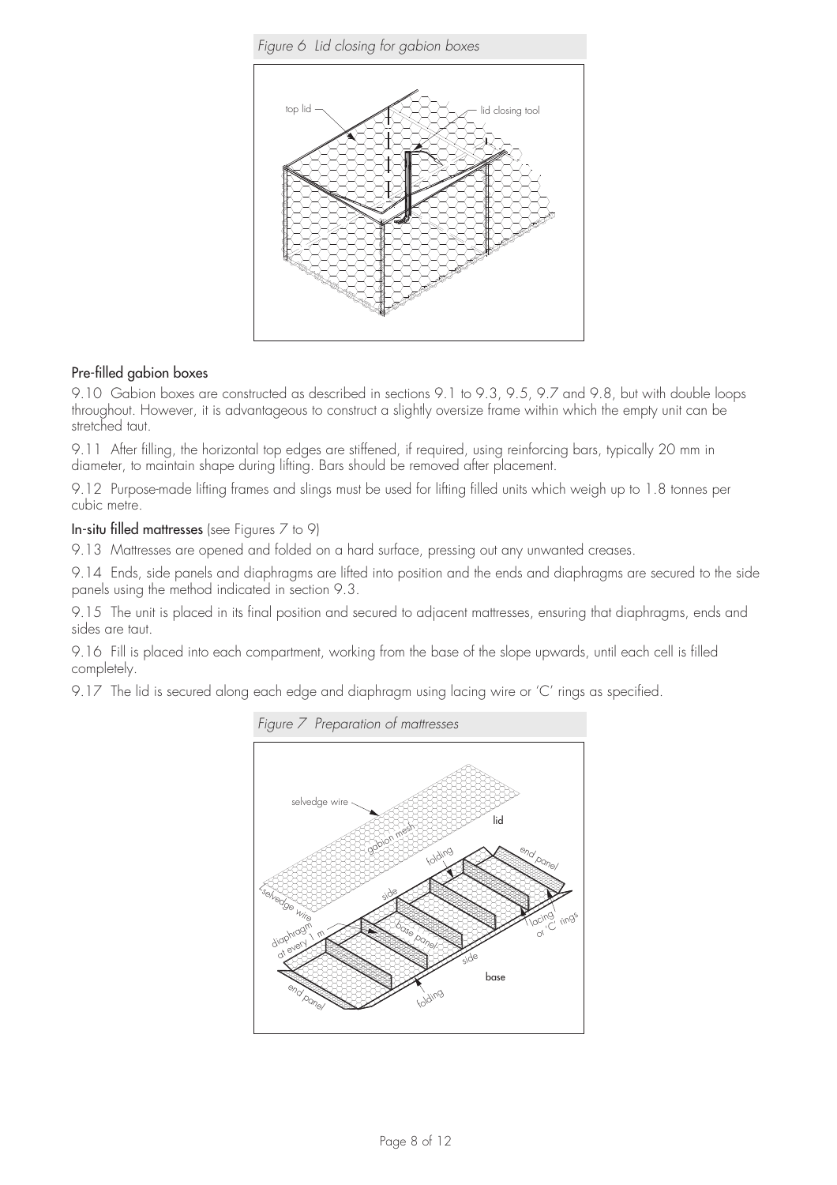*Figure 6 Lid closing for gabion boxes*

## Pre-filled gabion boxes

9.10 Gabion boxes are constructed as described in sections 9.1 to 9.3, 9.5, 9.7 and 9.8, but with double loops throughout. However, it is advantageous to construct a slightly oversize frame within which the empty unit can be stretched taut.

9.11 After filling, the horizontal top edges are stiffened, if required, using reinforcing bars, typically 20 mm in diameter, to maintain shape during lifting. Bars should be removed after placement.

9.12 Purpose-made lifting frames and slings must be used for lifting filled units which weigh up to 1.8 tonnes per cubic metre.

## In-situ filled mattresses (see Figures 7 to 9)

9.13 Mattresses are opened and folded on a hard surface, pressing out any unwanted creases.

9.14 Ends, side panels and diaphragms are lifted into position and the ends and diaphragms are secured to the side panels using the method indicated in section 9.3.

9.15 The unit is placed in its final position and secured to adjacent mattresses, ensuring that diaphragms, ends and sides are taut.

9.16 Fill is placed into each compartment, working from the base of the slope upwards, until each cell is filled completely.

9.17 The lid is secured along each edge and diaphragm using lacing wire or 'C' rings as specified.

*Figure 7 Preparation of mattresses*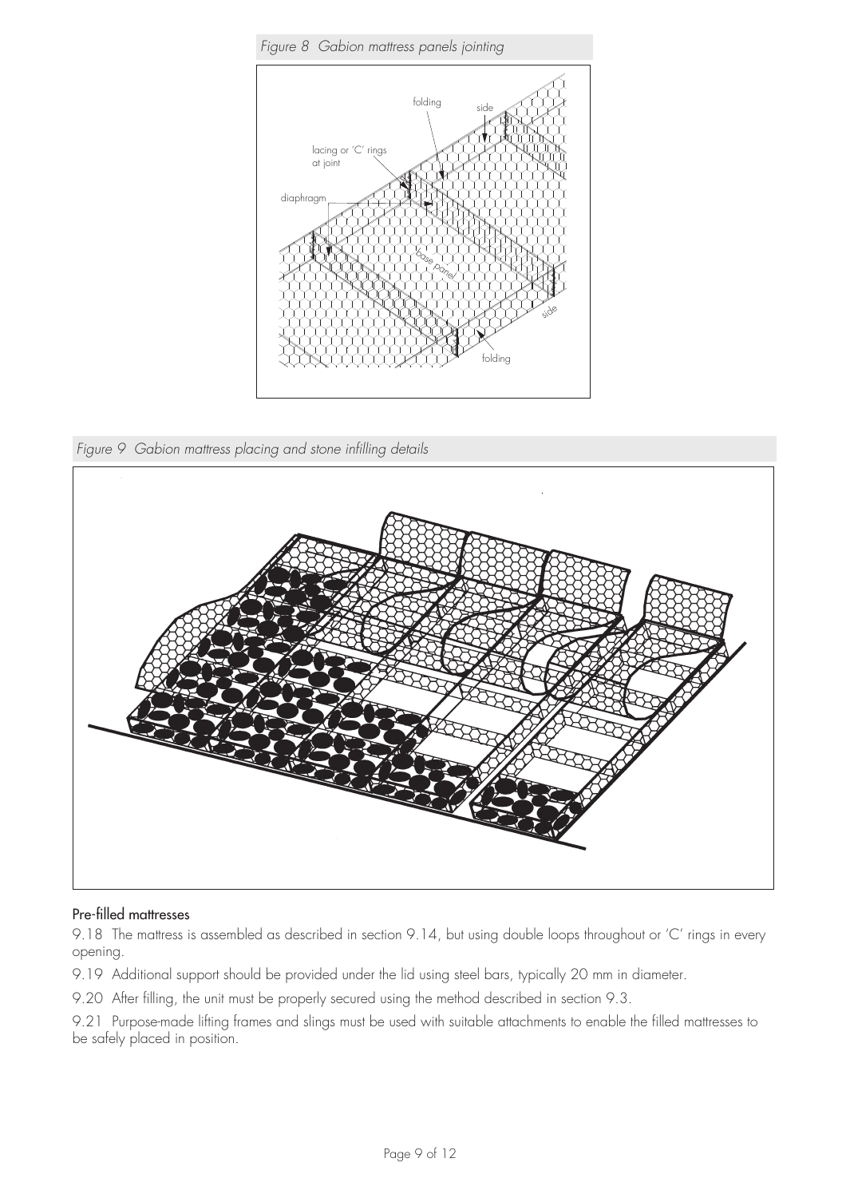*Figure 8 Gabion mattress panels jointing*

*Figure 9 Gabion mattress placing and stone infilling details*

### Pre-filled mattresses

9.18 The mattress is assembled as described in section 9.14, but using double loops throughout or 'C' rings in every opening.

9.19 Additional support should be provided under the lid using steel bars, typically 20 mm in diameter.

9.20 After filling, the unit must be properly secured using the method described in section 9.3.

9.21 Purpose-made lifting frames and slings must be used with suitable attachments to enable the filled mattresses to be safely placed in position.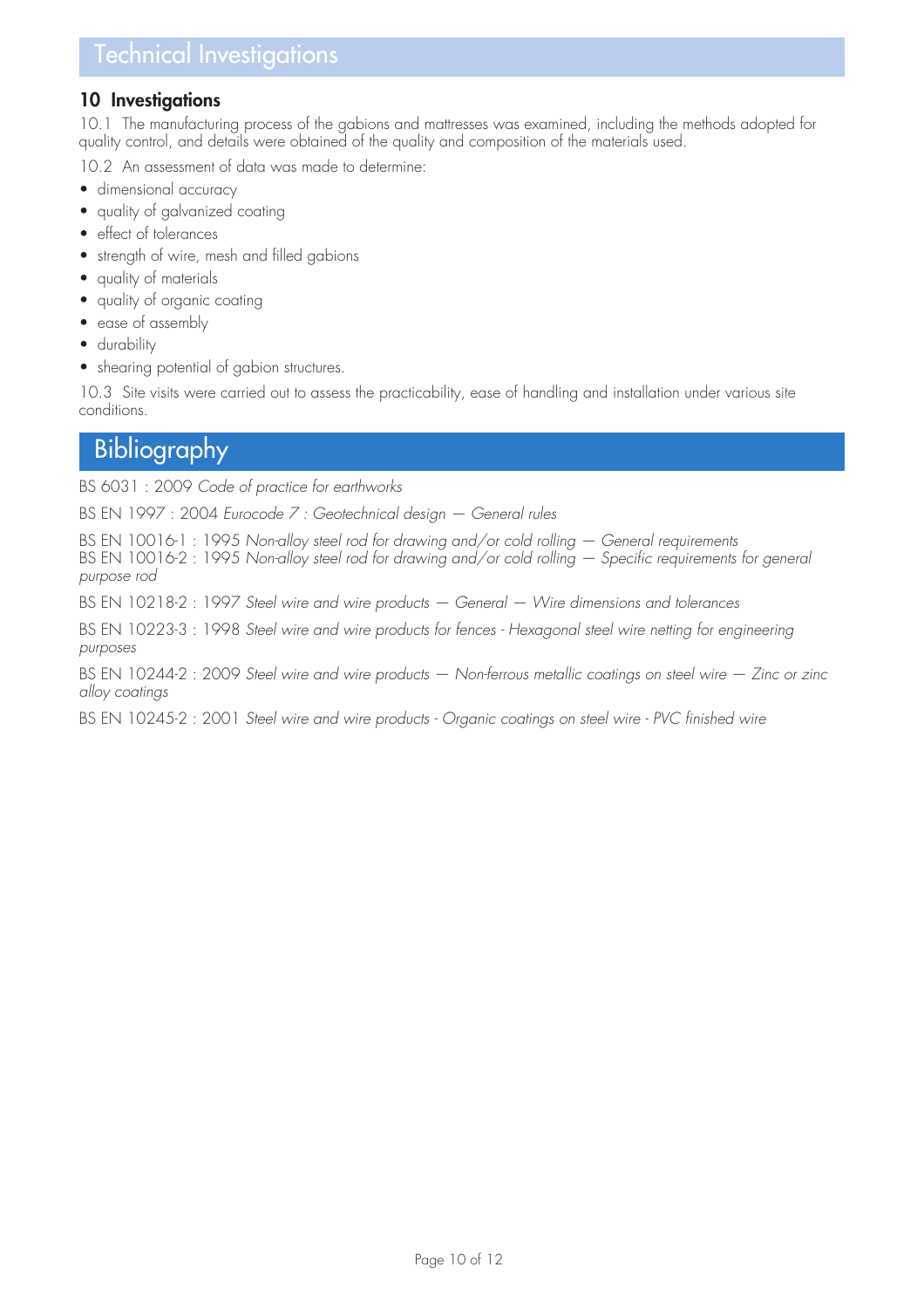# Technical Investigations

## 10 Investigations

10.1 The manufacturing process of the gabions and mattresses was examined, including the methods adopted for quality control, and details were obtained of the quality and composition of the materials used.

10.2 An assessment of data was made to determine:

- dimensional accuracy
- quality of galvanized coating
- effect of tolerances
- strength of wire, mesh and filled gabions
- quality of materials
- quality of organic coating
- ease of assembly
- durability
- shearing potential of gabion structures.

10.3 Site visits were carried out to assess the practicability, ease of handling and installation under various site conditions.

# Bibliography

BS 6031 : 2009 *Code of practice for earthworks*

BS EN 1997 : 2004 *Eurocode 7 : Geotechnical design — General rules*

BS EN 10016-1 : 1995 *Non-alloy steel rod for drawing and/or cold rolling — General requirements*
BS EN 10016-2 : 1995 *Non-alloy steel rod for drawing and/or cold rolling — Specific requirements for general purpose rod*

BS EN 10218-2 : 1997 *Steel wire and wire products — General — Wire dimensions and tolerances*

BS EN 10223-3 : 1998 *Steel wire and wire products for fences - Hexagonal steel wire netting for engineering purposes*

BS EN 10244-2 : 2009 *Steel wire and wire products — Non-ferrous metallic coatings on steel wire — Zinc or zinc alloy coatings*

BS EN 10245-2 : 2001 *Steel wire and wire products - Organic coatings on steel wire - PVC finished wire*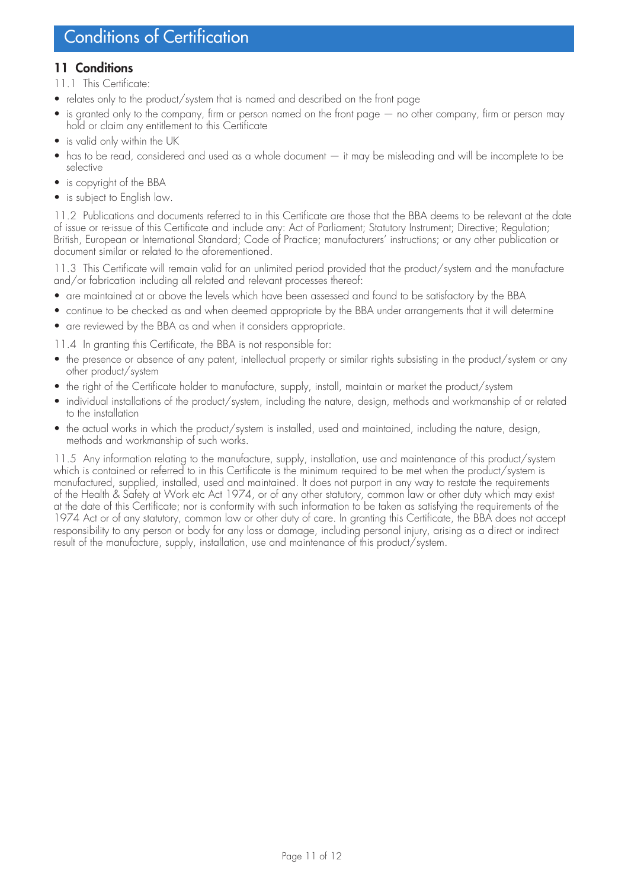# Conditions of Certification

## 11 Conditions

11.1 This Certificate:

- relates only to the product/system that is named and described on the front page
- is granted only to the company, firm or person named on the front page — no other company, firm or person may hold or claim any entitlement to this Certificate
- is valid only within the UK
- has to be read, considered and used as a whole document — it may be misleading and will be incomplete to be selective
- is copyright of the BBA
- is subject to English law.

11.2 Publications and documents referred to in this Certificate are those that the BBA deems to be relevant at the date of issue or re-issue of this Certificate and include any: Act of Parliament; Statutory Instrument; Directive; Regulation; British, European or International Standard; Code of Practice; manufacturers' instructions; or any other publication or document similar or related to the aforementioned.

11.3 This Certificate will remain valid for an unlimited period provided that the product/system and the manufacture and/or fabrication including all related and relevant processes thereof:

- are maintained at or above the levels which have been assessed and found to be satisfactory by the BBA
- continue to be checked as and when deemed appropriate by the BBA under arrangements that it will determine
- are reviewed by the BBA as and when it considers appropriate.

11.4 In granting this Certificate, the BBA is not responsible for:

- the presence or absence of any patent, intellectual property or similar rights subsisting in the product/system or any other product/system
- the right of the Certificate holder to manufacture, supply, install, maintain or market the product/system
- individual installations of the product/system, including the nature, design, methods and workmanship of or related to the installation
- the actual works in which the product/system is installed, used and maintained, including the nature, design, methods and workmanship of such works.

11.5 Any information relating to the manufacture, supply, installation, use and maintenance of this product/system which is contained or referred to in this Certificate is the minimum required to be met when the product/system is manufactured, supplied, installed, used and maintained. It does not purport in any way to restate the requirements of the Health & Safety at Work etc Act 1974, or of any other statutory, common law or other duty which may exist at the date of this Certificate; nor is conformity with such information to be taken as satisfying the requirements of the 1974 Act or of any statutory, common law or other duty of care. In granting this Certificate, the BBA does not accept responsibility to any person or body for any loss or damage, including personal injury, arising as a direct or indirect result of the manufacture, supply, installation, use and maintenance of this product/system.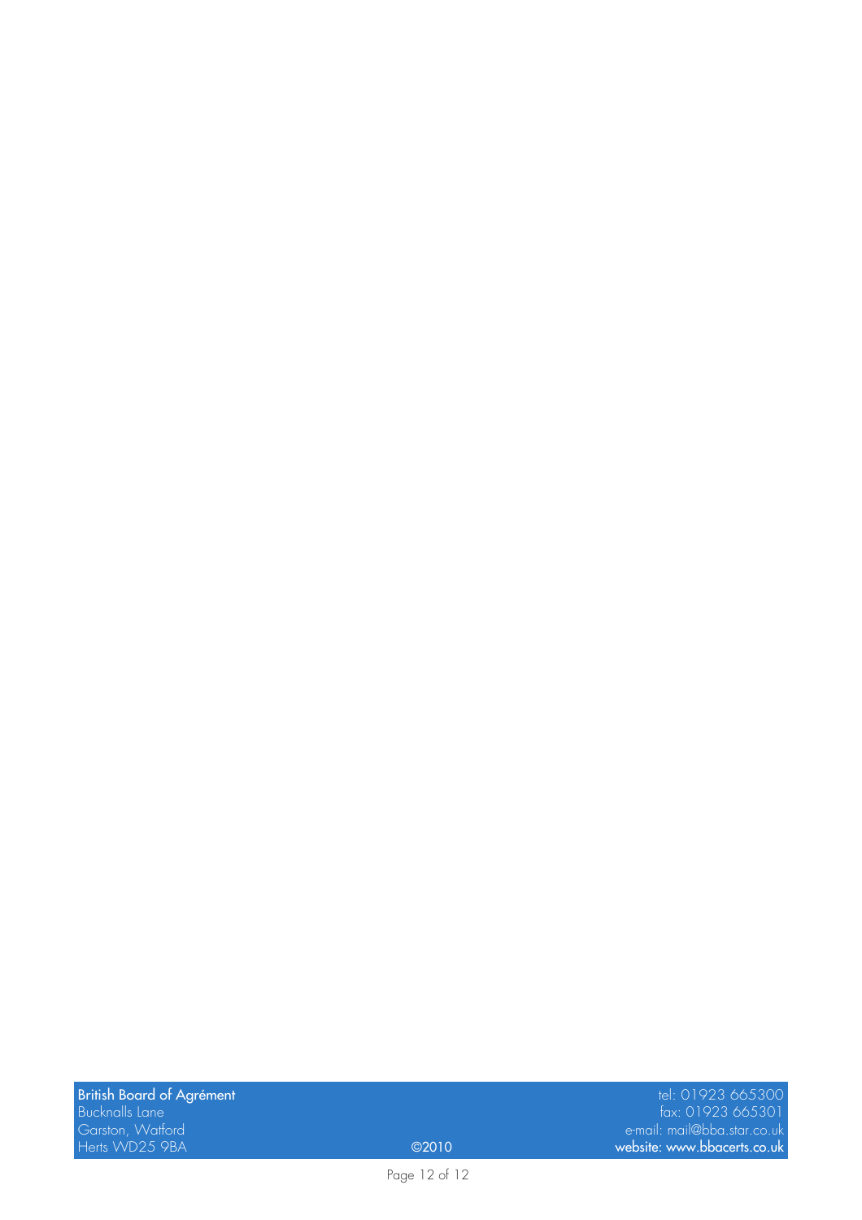**British Board of Agrément**
Bucknalls Lane
Garston, Watford
Herts WD25 9BA

©2010

tel: 01923 665300
fax: 01923 665301
e-mail: mail@bba.star.co.uk
**website: www.bbacerts.co.uk**